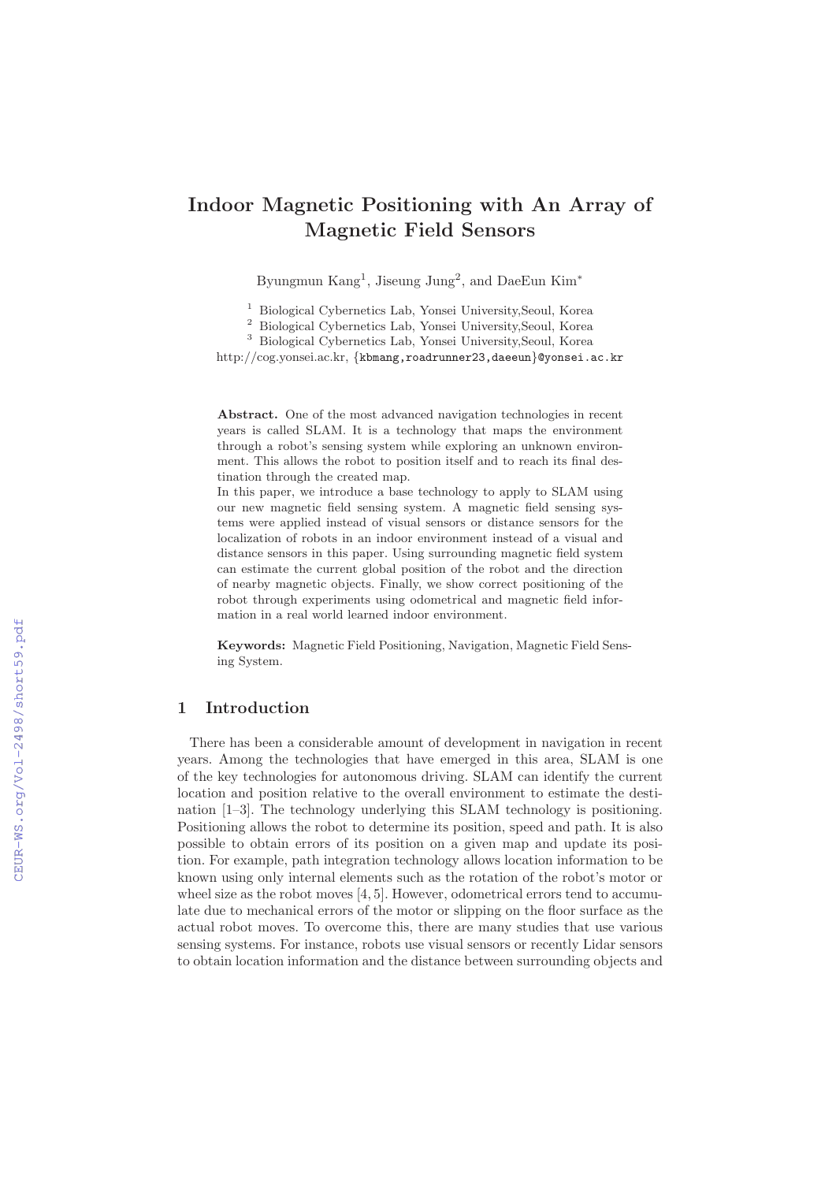// Source: CEUR-WS.org/Vol-2498/short59.pdf

# Indoor Magnetic Positioning with An Array of Magnetic Field Sensors

Byungmun Kang[1], Jiseung Jung[2], and DaeEun Kim[*]

[1] Biological Cybernetics Lab, Yonsei University,Seoul, Korea
[2] Biological Cybernetics Lab, Yonsei University,Seoul, Korea
[3] Biological Cybernetics Lab, Yonsei University,Seoul, Korea
http://cog.yonsei.ac.kr, {kbmang,roadrunner23,daeeun}@yonsei.ac.kr

**Abstract.** One of the most advanced navigation technologies in recent years is called SLAM. It is a technology that maps the environment through a robot's sensing system while exploring an unknown environment. This allows the robot to position itself and to reach its final destination through the created map.
In this paper, we introduce a base technology to apply to SLAM using our new magnetic field sensing system. A magnetic field sensing systems were applied instead of visual sensors or distance sensors for the localization of robots in an indoor environment instead of a visual and distance sensors in this paper. Using surrounding magnetic field system can estimate the current global position of the robot and the direction of nearby magnetic objects. Finally, we show correct positioning of the robot through experiments using odometrical and magnetic field information in a real world learned indoor environment.

**Keywords:** Magnetic Field Positioning, Navigation, Magnetic Field Sensing System.

## 1 Introduction

There has been a considerable amount of development in navigation in recent years. Among the technologies that have emerged in this area, SLAM is one of the key technologies for autonomous driving. SLAM can identify the current location and position relative to the overall environment to estimate the destination [1–3]. The technology underlying this SLAM technology is positioning. Positioning allows the robot to determine its position, speed and path. It is also possible to obtain errors of its position on a given map and update its position. For example, path integration technology allows location information to be known using only internal elements such as the rotation of the robot's motor or wheel size as the robot moves [4, 5]. However, odometrical errors tend to accumulate due to mechanical errors of the motor or slipping on the floor surface as the actual robot moves. To overcome this, there are many studies that use various sensing systems. For instance, robots use visual sensors or recently Lidar sensors to obtain location information and the distance between surrounding objects and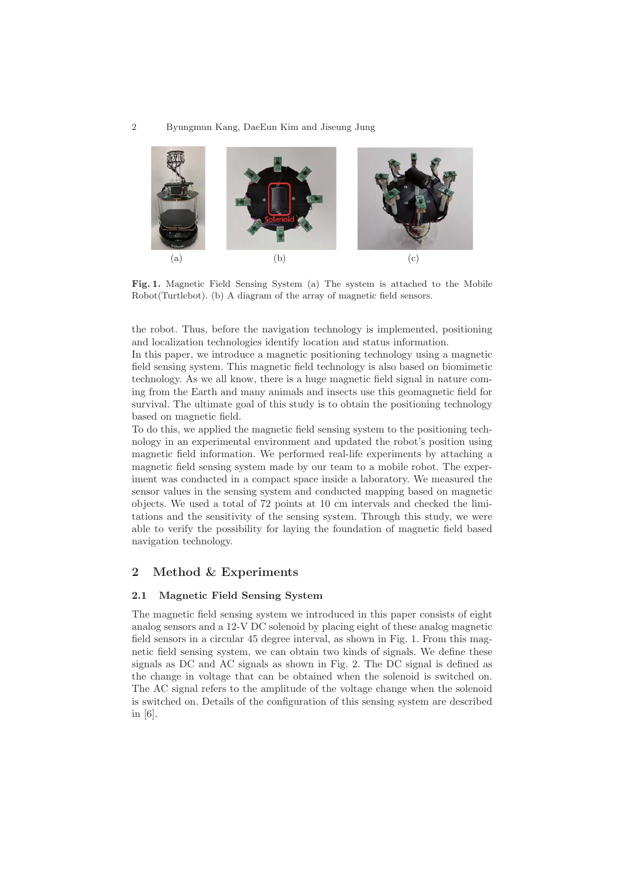(a) (b) (c)

**Fig. 1.** Magnetic Field Sensing System (a) The system is attached to the Mobile Robot(Turtlebot). (b) A diagram of the array of magnetic field sensors.

the robot. Thus, before the navigation technology is implemented, positioning and localization technologies identify location and status information.

In this paper, we introduce a magnetic positioning technology using a magnetic field sensing system. This magnetic field technology is also based on biomimetic technology. As we all know, there is a huge magnetic field signal in nature coming from the Earth and many animals and insects use this geomagnetic field for survival. The ultimate goal of this study is to obtain the positioning technology based on magnetic field.

To do this, we applied the magnetic field sensing system to the positioning technology in an experimental environment and updated the robot's position using magnetic field information. We performed real-life experiments by attaching a magnetic field sensing system made by our team to a mobile robot. The experiment was conducted in a compact space inside a laboratory. We measured the sensor values in the sensing system and conducted mapping based on magnetic objects. We used a total of 72 points at 10 cm intervals and checked the limitations and the sensitivity of the sensing system. Through this study, we were able to verify the possibility for laying the foundation of magnetic field based navigation technology.

## 2 Method & Experiments

### 2.1 Magnetic Field Sensing System

The magnetic field sensing system we introduced in this paper consists of eight analog sensors and a 12-V DC solenoid by placing eight of these analog magnetic field sensors in a circular 45 degree interval, as shown in Fig. 1. From this magnetic field sensing system, we can obtain two kinds of signals. We define these signals as DC and AC signals as shown in Fig. 2. The DC signal is defined as the change in voltage that can be obtained when the solenoid is switched on. The AC signal refers to the amplitude of the voltage change when the solenoid is switched on. Details of the configuration of this sensing system are described in [6].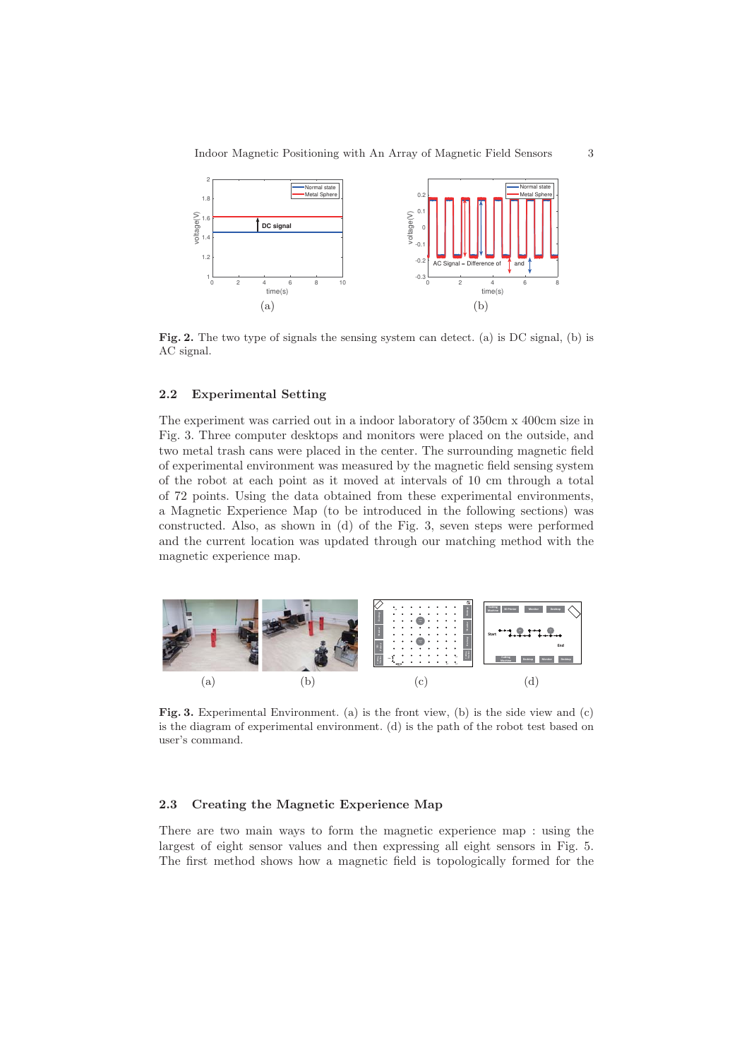**Fig. 2.** The two type of signals the sensing system can detect. (a) is DC signal, (b) is AC signal.

### 2.2 Experimental Setting

The experiment was carried out in a indoor laboratory of 350cm x 400cm size in Fig. 3. Three computer desktops and monitors were placed on the outside, and two metal trash cans were placed in the center. The surrounding magnetic field of experimental environment was measured by the magnetic field sensing system of the robot at each point as it moved at intervals of 10 cm through a total of 72 points. Using the data obtained from these experimental environments, a Magnetic Experience Map (to be introduced in the following sections) was constructed. Also, as shown in (d) of the Fig. 3, seven steps were performed and the current location was updated through our matching method with the magnetic experience map.

**Fig. 3.** Experimental Environment. (a) is the front view, (b) is the side view and (c) is the diagram of experimental environment. (d) is the path of the robot test based on user's command.

### 2.3 Creating the Magnetic Experience Map

There are two main ways to form the magnetic experience map : using the largest of eight sensor values and then expressing all eight sensors in Fig. 5. The first method shows how a magnetic field is topologically formed for the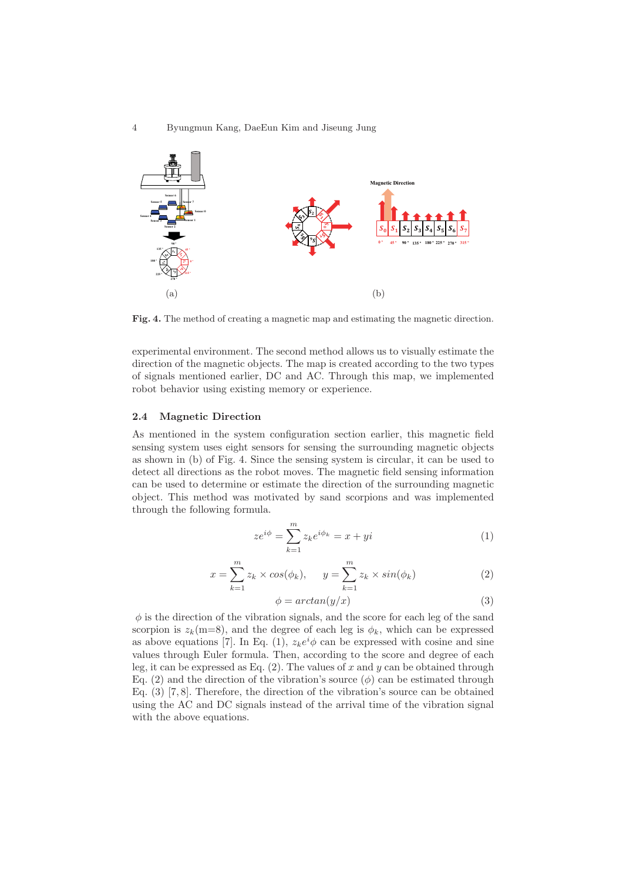(a) (b)

**Fig. 4.** The method of creating a magnetic map and estimating the magnetic direction.

experimental environment. The second method allows us to visually estimate the direction of the magnetic objects. The map is created according to the two types of signals mentioned earlier, DC and AC. Through this map, we implemented robot behavior using existing memory or experience.

### 2.4 Magnetic Direction

As mentioned in the system configuration section earlier, this magnetic field sensing system uses eight sensors for sensing the surrounding magnetic objects as shown in (b) of Fig. 4. Since the sensing system is circular, it can be used to detect all directions as the robot moves. The magnetic field sensing information can be used to determine or estimate the direction of the surrounding magnetic object. This method was motivated by sand scorpions and was implemented through the following formula.

$$ze^{i\phi} = \sum_{k=1}^{m} z_k e^{i\phi_k} = x + yi \tag{1}$$

$$x = \sum_{k=1}^{m} z_k \times cos(\phi_k), \qquad y = \sum_{k=1}^{m} z_k \times sin(\phi_k) \tag{2}$$

$$\phi = arctan(y/x) \tag{3}$$

$\phi$ is the direction of the vibration signals, and the score for each leg of the sand scorpion is $z_k$(m=8), and the degree of each leg is $\phi_k$, which can be expressed as above equations [7]. In Eq. (1), $z_k e^i \phi$ can be expressed with cosine and sine values through Euler formula. Then, according to the score and degree of each leg, it can be expressed as Eq. (2). The values of $x$ and $y$ can be obtained through Eq. (2) and the direction of the vibration's source ($\phi$) can be estimated through Eq. (3) [7, 8]. Therefore, the direction of the vibration's source can be obtained using the AC and DC signals instead of the arrival time of the vibration signal with the above equations.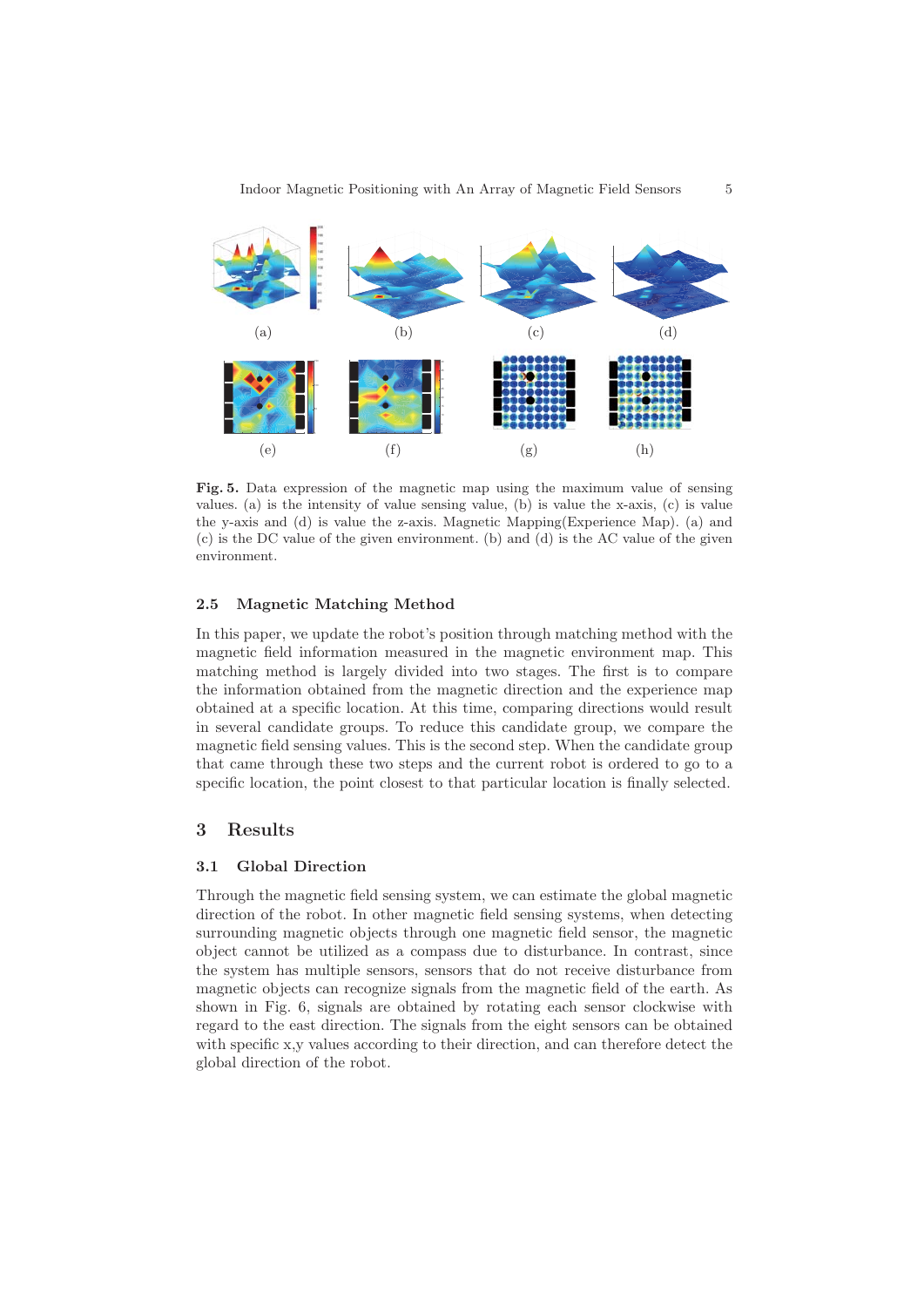(a) (b) (c) (d)

(e) (f) (g) (h)

**Fig. 5.** Data expression of the magnetic map using the maximum value of sensing values. (a) is the intensity of value sensing value, (b) is value the x-axis, (c) is value the y-axis and (d) is value the z-axis. Magnetic Mapping(Experience Map). (a) and (c) is the DC value of the given environment. (b) and (d) is the AC value of the given environment.

### 2.5 Magnetic Matching Method

In this paper, we update the robot's position through matching method with the magnetic field information measured in the magnetic environment map. This matching method is largely divided into two stages. The first is to compare the information obtained from the magnetic direction and the experience map obtained at a specific location. At this time, comparing directions would result in several candidate groups. To reduce this candidate group, we compare the magnetic field sensing values. This is the second step. When the candidate group that came through these two steps and the current robot is ordered to go to a specific location, the point closest to that particular location is finally selected.

## 3 Results

### 3.1 Global Direction

Through the magnetic field sensing system, we can estimate the global magnetic direction of the robot. In other magnetic field sensing systems, when detecting surrounding magnetic objects through one magnetic field sensor, the magnetic object cannot be utilized as a compass due to disturbance. In contrast, since the system has multiple sensors, sensors that do not receive disturbance from magnetic objects can recognize signals from the magnetic field of the earth. As shown in Fig. 6, signals are obtained by rotating each sensor clockwise with regard to the east direction. The signals from the eight sensors can be obtained with specific x,y values according to their direction, and can therefore detect the global direction of the robot.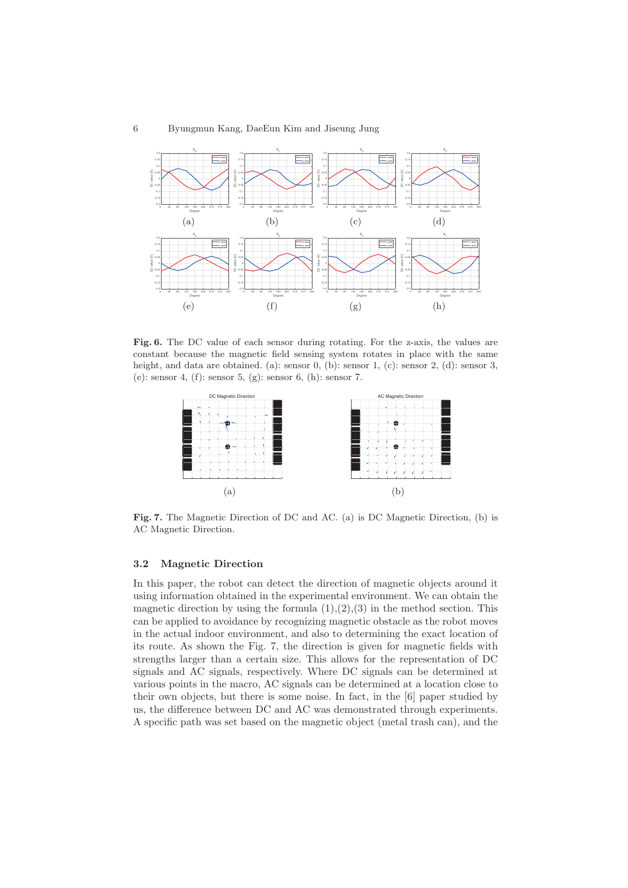**Fig. 6.** The DC value of each sensor during rotating. For the z-axis, the values are constant because the magnetic field sensing system rotates in place with the same height, and data are obtained. (a): sensor 0, (b): sensor 1, (c): sensor 2, (d): sensor 3, (e): sensor 4, (f): sensor 5, (g): sensor 6, (h): sensor 7.

**Fig. 7.** The Magnetic Direction of DC and AC. (a) is DC Magnetic Direction, (b) is AC Magnetic Direction.

### 3.2 Magnetic Direction

In this paper, the robot can detect the direction of magnetic objects around it using information obtained in the experimental environment. We can obtain the magnetic direction by using the formula (1),(2),(3) in the method section. This can be applied to avoidance by recognizing magnetic obstacle as the robot moves in the actual indoor environment, and also to determining the exact location of its route. As shown the Fig. 7, the direction is given for magnetic fields with strengths larger than a certain size. This allows for the representation of DC signals and AC signals, respectively. Where DC signals can be determined at various points in the macro, AC signals can be determined at a location close to their own objects, but there is some noise. In fact, in the [6] paper studied by us, the difference between DC and AC was demonstrated through experiments. A specific path was set based on the magnetic object (metal trash can), and the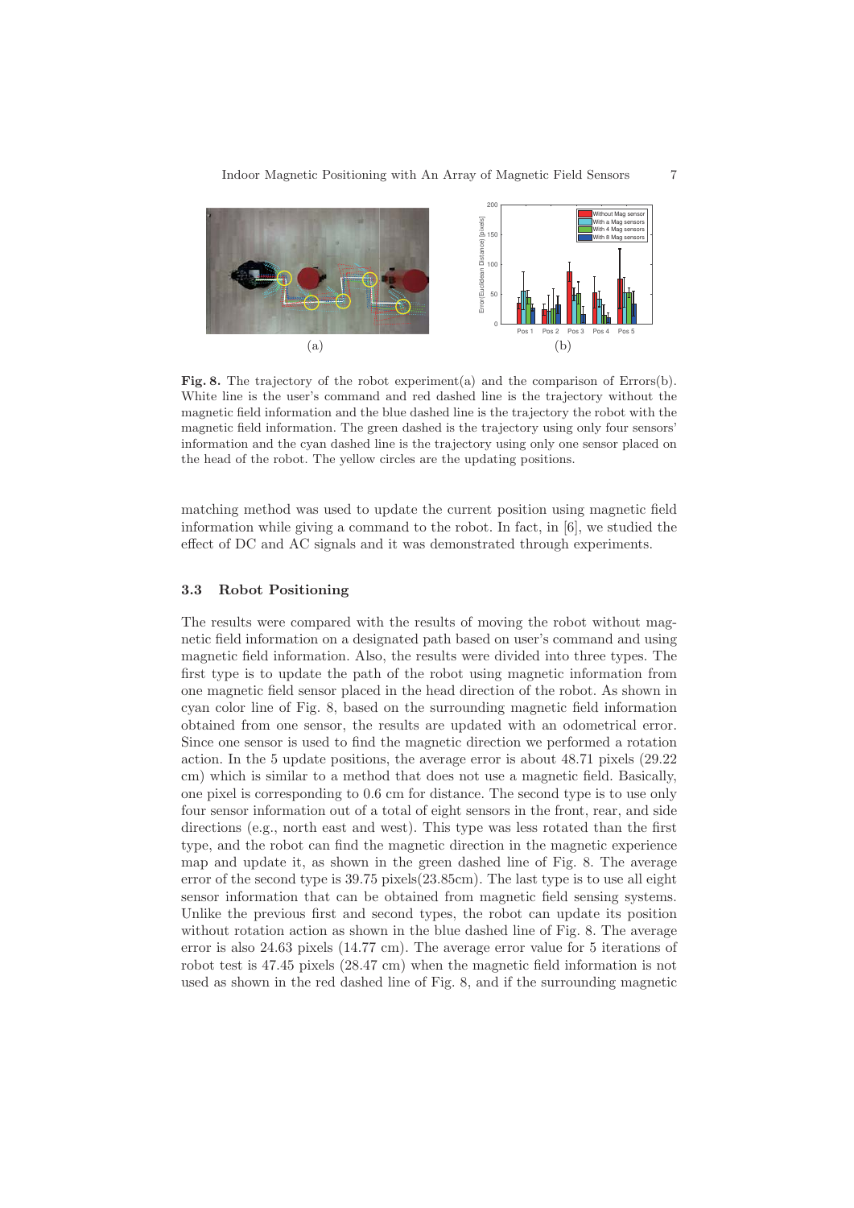**Fig. 8.** The trajectory of the robot experiment(a) and the comparison of Errors(b). White line is the user's command and red dashed line is the trajectory without the magnetic field information and the blue dashed line is the trajectory the robot with the magnetic field information. The green dashed is the trajectory using only four sensors' information and the cyan dashed line is the trajectory using only one sensor placed on the head of the robot. The yellow circles are the updating positions.

matching method was used to update the current position using magnetic field information while giving a command to the robot. In fact, in [6], we studied the effect of DC and AC signals and it was demonstrated through experiments.

### 3.3 Robot Positioning

The results were compared with the results of moving the robot without magnetic field information on a designated path based on user's command and using magnetic field information. Also, the results were divided into three types. The first type is to update the path of the robot using magnetic information from one magnetic field sensor placed in the head direction of the robot. As shown in cyan color line of Fig. 8, based on the surrounding magnetic field information obtained from one sensor, the results are updated with an odometrical error. Since one sensor is used to find the magnetic direction we performed a rotation action. In the 5 update positions, the average error is about 48.71 pixels (29.22 cm) which is similar to a method that does not use a magnetic field. Basically, one pixel is corresponding to 0.6 cm for distance. The second type is to use only four sensor information out of a total of eight sensors in the front, rear, and side directions (e.g., north east and west). This type was less rotated than the first type, and the robot can find the magnetic direction in the magnetic experience map and update it, as shown in the green dashed line of Fig. 8. The average error of the second type is 39.75 pixels(23.85cm). The last type is to use all eight sensor information that can be obtained from magnetic field sensing systems. Unlike the previous first and second types, the robot can update its position without rotation action as shown in the blue dashed line of Fig. 8. The average error is also 24.63 pixels (14.77 cm). The average error value for 5 iterations of robot test is 47.45 pixels (28.47 cm) when the magnetic field information is not used as shown in the red dashed line of Fig. 8, and if the surrounding magnetic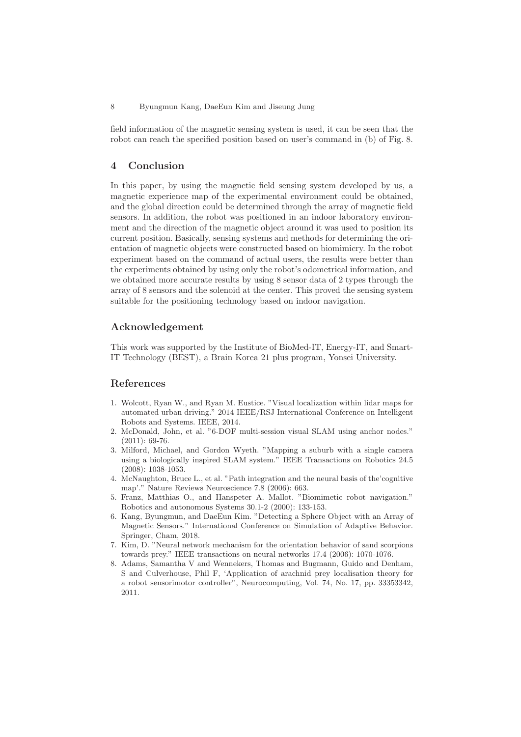field information of the magnetic sensing system is used, it can be seen that the robot can reach the specified position based on user's command in (b) of Fig. 8.

## 4 Conclusion

In this paper, by using the magnetic field sensing system developed by us, a magnetic experience map of the experimental environment could be obtained, and the global direction could be determined through the array of magnetic field sensors. In addition, the robot was positioned in an indoor laboratory environment and the direction of the magnetic object around it was used to position its current position. Basically, sensing systems and methods for determining the orientation of magnetic objects were constructed based on biomimicry. In the robot experiment based on the command of actual users, the results were better than the experiments obtained by using only the robot's odometrical information, and we obtained more accurate results by using 8 sensor data of 2 types through the array of 8 sensors and the solenoid at the center. This proved the sensing system suitable for the positioning technology based on indoor navigation.

## Acknowledgement

This work was supported by the Institute of BioMed-IT, Energy-IT, and Smart-IT Technology (BEST), a Brain Korea 21 plus program, Yonsei University.

## References

1. Wolcott, Ryan W., and Ryan M. Eustice. "Visual localization within lidar maps for automated urban driving." 2014 IEEE/RSJ International Conference on Intelligent Robots and Systems. IEEE, 2014.
2. McDonald, John, et al. "6-DOF multi-session visual SLAM using anchor nodes." (2011): 69-76.
3. Milford, Michael, and Gordon Wyeth. "Mapping a suburb with a single camera using a biologically inspired SLAM system." IEEE Transactions on Robotics 24.5 (2008): 1038-1053.
4. McNaughton, Bruce L., et al. "Path integration and the neural basis of the'cognitive map'." Nature Reviews Neuroscience 7.8 (2006): 663.
5. Franz, Matthias O., and Hanspeter A. Mallot. "Biomimetic robot navigation." Robotics and autonomous Systems 30.1-2 (2000): 133-153.
6. Kang, Byungmun, and DaeEun Kim. "Detecting a Sphere Object with an Array of Magnetic Sensors." International Conference on Simulation of Adaptive Behavior. Springer, Cham, 2018.
7. Kim, D. "Neural network mechanism for the orientation behavior of sand scorpions towards prey." IEEE transactions on neural networks 17.4 (2006): 1070-1076.
8. Adams, Samantha V and Wennekers, Thomas and Bugmann, Guido and Denham, S and Culverhouse, Phil F, 'Application of arachnid prey localisation theory for a robot sensorimotor controller", Neurocomputing, Vol. 74, No. 17, pp. 33353342, 2011.